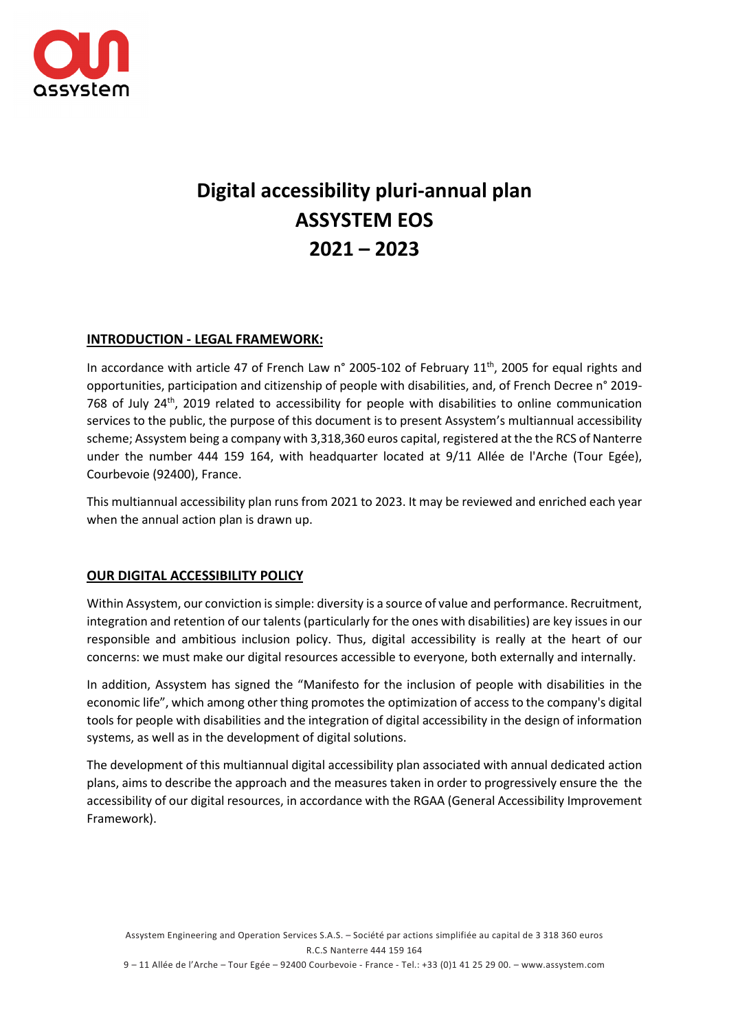# Digital accessibility pluri-annual plan
# ASSYSTEM EOS
# 2021 – 2023

## INTRODUCTION - LEGAL FRAMEWORK:

In accordance with article 47 of French Law n° 2005-102 of February 11th, 2005 for equal rights and opportunities, participation and citizenship of people with disabilities, and, of French Decree n° 2019-768 of July 24th, 2019 related to accessibility for people with disabilities to online communication services to the public, the purpose of this document is to present Assystem's multiannual accessibility scheme; Assystem being a company with 3,318,360 euros capital, registered at the the RCS of Nanterre under the number 444 159 164, with headquarter located at 9/11 Allée de l'Arche (Tour Egée), Courbevoie (92400), France.

This multiannual accessibility plan runs from 2021 to 2023. It may be reviewed and enriched each year when the annual action plan is drawn up.

## OUR DIGITAL ACCESSIBILITY POLICY

Within Assystem, our conviction is simple: diversity is a source of value and performance. Recruitment, integration and retention of our talents (particularly for the ones with disabilities) are key issues in our responsible and ambitious inclusion policy. Thus, digital accessibility is really at the heart of our concerns: we must make our digital resources accessible to everyone, both externally and internally.

In addition, Assystem has signed the "Manifesto for the inclusion of people with disabilities in the economic life", which among other thing promotes the optimization of access to the company's digital tools for people with disabilities and the integration of digital accessibility in the design of information systems, as well as in the development of digital solutions.

The development of this multiannual digital accessibility plan associated with annual dedicated action plans, aims to describe the approach and the measures taken in order to progressively ensure the the accessibility of our digital resources, in accordance with the RGAA (General Accessibility Improvement Framework).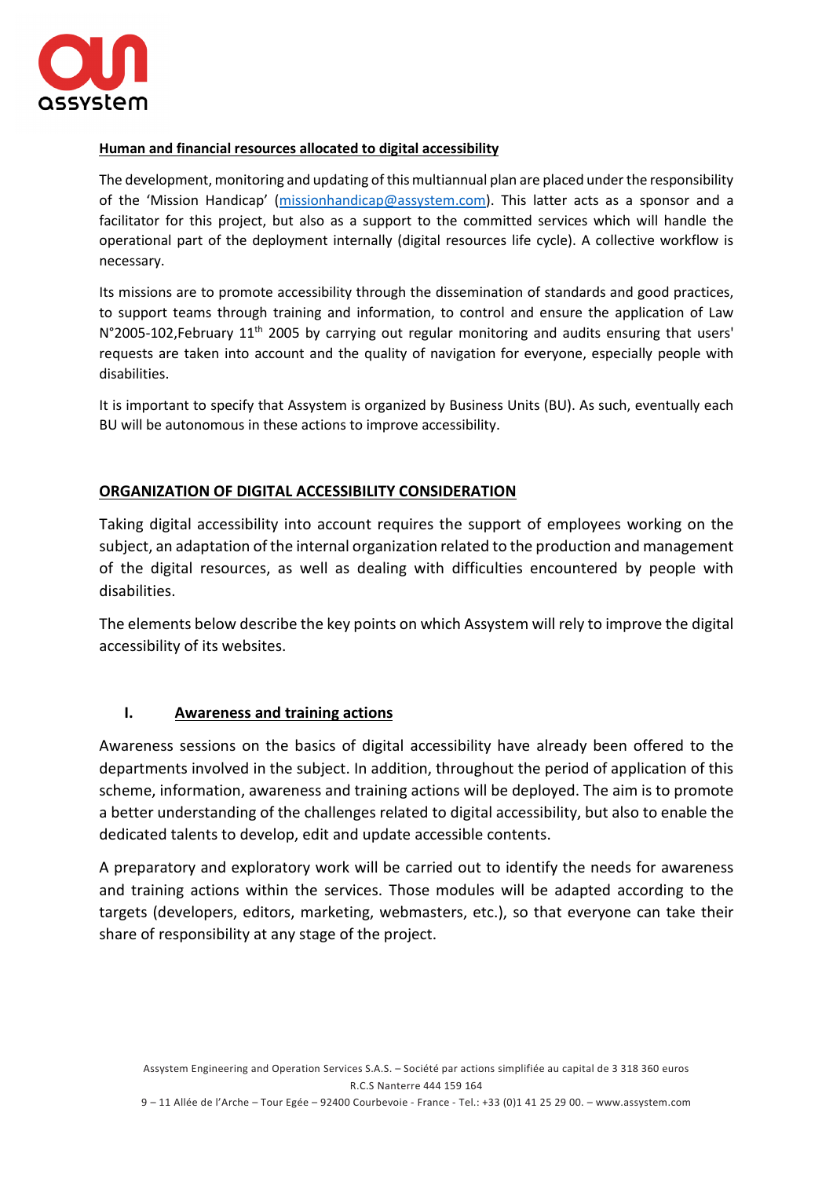### Human and financial resources allocated to digital accessibility

The development, monitoring and updating of this multiannual plan are placed under the responsibility of the 'Mission Handicap' (missionhandicap@assystem.com). This latter acts as a sponsor and a facilitator for this project, but also as a support to the committed services which will handle the operational part of the deployment internally (digital resources life cycle). A collective workflow is necessary.

Its missions are to promote accessibility through the dissemination of standards and good practices, to support teams through training and information, to control and ensure the application of Law N°2005-102,February 11th 2005 by carrying out regular monitoring and audits ensuring that users' requests are taken into account and the quality of navigation for everyone, especially people with disabilities.

It is important to specify that Assystem is organized by Business Units (BU). As such, eventually each BU will be autonomous in these actions to improve accessibility.

## ORGANIZATION OF DIGITAL ACCESSIBILITY CONSIDERATION

Taking digital accessibility into account requires the support of employees working on the subject, an adaptation of the internal organization related to the production and management of the digital resources, as well as dealing with difficulties encountered by people with disabilities.

The elements below describe the key points on which Assystem will rely to improve the digital accessibility of its websites.

### I. Awareness and training actions

Awareness sessions on the basics of digital accessibility have already been offered to the departments involved in the subject. In addition, throughout the period of application of this scheme, information, awareness and training actions will be deployed. The aim is to promote a better understanding of the challenges related to digital accessibility, but also to enable the dedicated talents to develop, edit and update accessible contents.

A preparatory and exploratory work will be carried out to identify the needs for awareness and training actions within the services. Those modules will be adapted according to the targets (developers, editors, marketing, webmasters, etc.), so that everyone can take their share of responsibility at any stage of the project.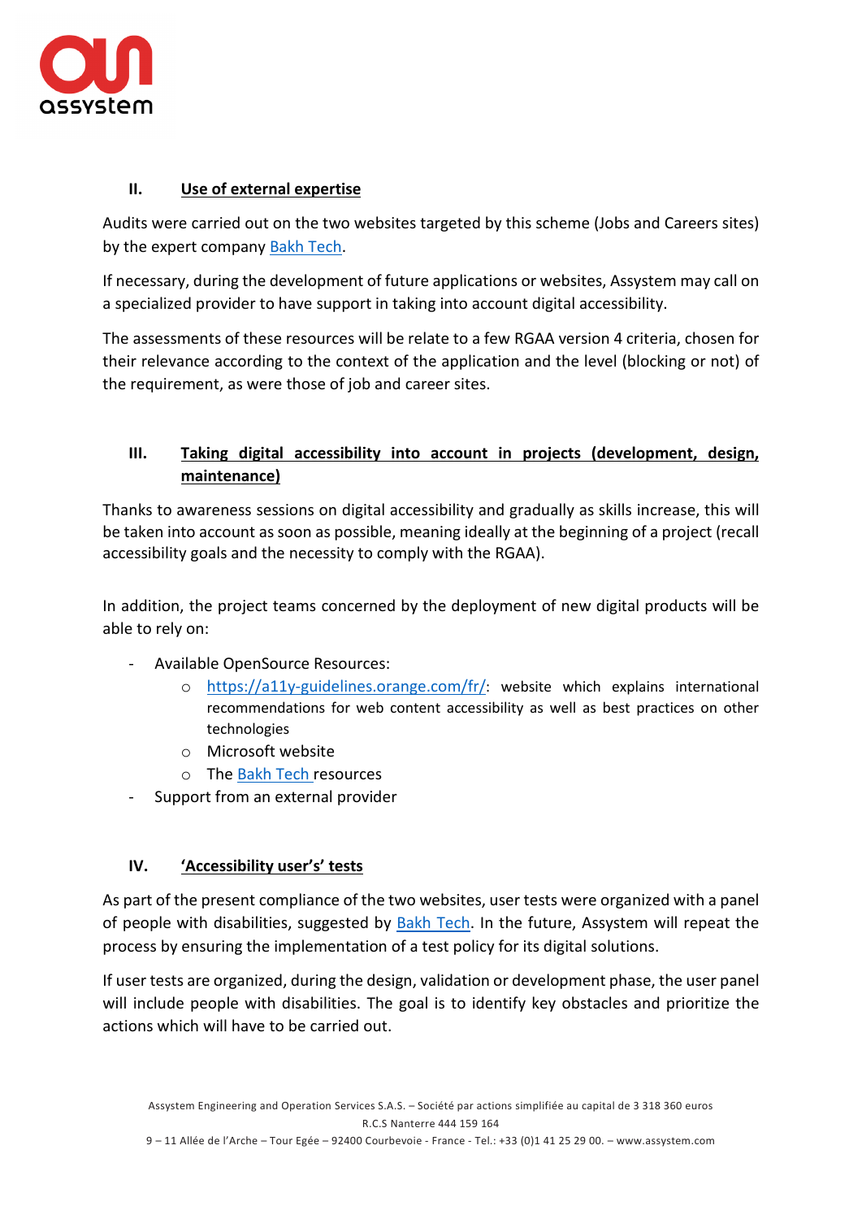## II. Use of external expertise

Audits were carried out on the two websites targeted by this scheme (Jobs and Careers sites) by the expert company [Bakh Tech](#).

If necessary, during the development of future applications or websites, Assystem may call on a specialized provider to have support in taking into account digital accessibility.

The assessments of these resources will be relate to a few RGAA version 4 criteria, chosen for their relevance according to the context of the application and the level (blocking or not) of the requirement, as were those of job and career sites.

## III. Taking digital accessibility into account in projects (development, design, maintenance)

Thanks to awareness sessions on digital accessibility and gradually as skills increase, this will be taken into account as soon as possible, meaning ideally at the beginning of a project (recall accessibility goals and the necessity to comply with the RGAA).

In addition, the project teams concerned by the deployment of new digital products will be able to rely on:

- Available OpenSource Resources:
  - https://a11y-guidelines.orange.com/fr/: website which explains international recommendations for web content accessibility as well as best practices on other technologies
  - Microsoft website
  - The [Bakh Tech](#) resources
- Support from an external provider

## IV. 'Accessibility user's' tests

As part of the present compliance of the two websites, user tests were organized with a panel of people with disabilities, suggested by [Bakh Tech](#). In the future, Assystem will repeat the process by ensuring the implementation of a test policy for its digital solutions.

If user tests are organized, during the design, validation or development phase, the user panel will include people with disabilities. The goal is to identify key obstacles and prioritize the actions which will have to be carried out.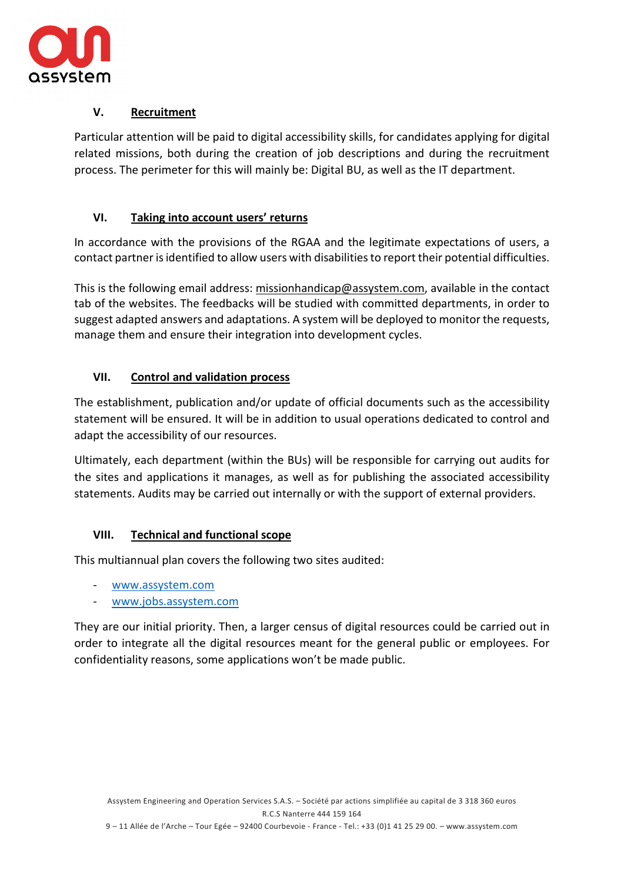## V. Recruitment

Particular attention will be paid to digital accessibility skills, for candidates applying for digital related missions, both during the creation of job descriptions and during the recruitment process. The perimeter for this will mainly be: Digital BU, as well as the IT department.

## VI. Taking into account users' returns

In accordance with the provisions of the RGAA and the legitimate expectations of users, a contact partner is identified to allow users with disabilities to report their potential difficulties.

This is the following email address: missionhandicap@assystem.com, available in the contact tab of the websites. The feedbacks will be studied with committed departments, in order to suggest adapted answers and adaptations. A system will be deployed to monitor the requests, manage them and ensure their integration into development cycles.

## VII. Control and validation process

The establishment, publication and/or update of official documents such as the accessibility statement will be ensured. It will be in addition to usual operations dedicated to control and adapt the accessibility of our resources.

Ultimately, each department (within the BUs) will be responsible for carrying out audits for the sites and applications it manages, as well as for publishing the associated accessibility statements. Audits may be carried out internally or with the support of external providers.

## VIII. Technical and functional scope

This multiannual plan covers the following two sites audited:

- www.assystem.com
- www.jobs.assystem.com

They are our initial priority. Then, a larger census of digital resources could be carried out in order to integrate all the digital resources meant for the general public or employees. For confidentiality reasons, some applications won't be made public.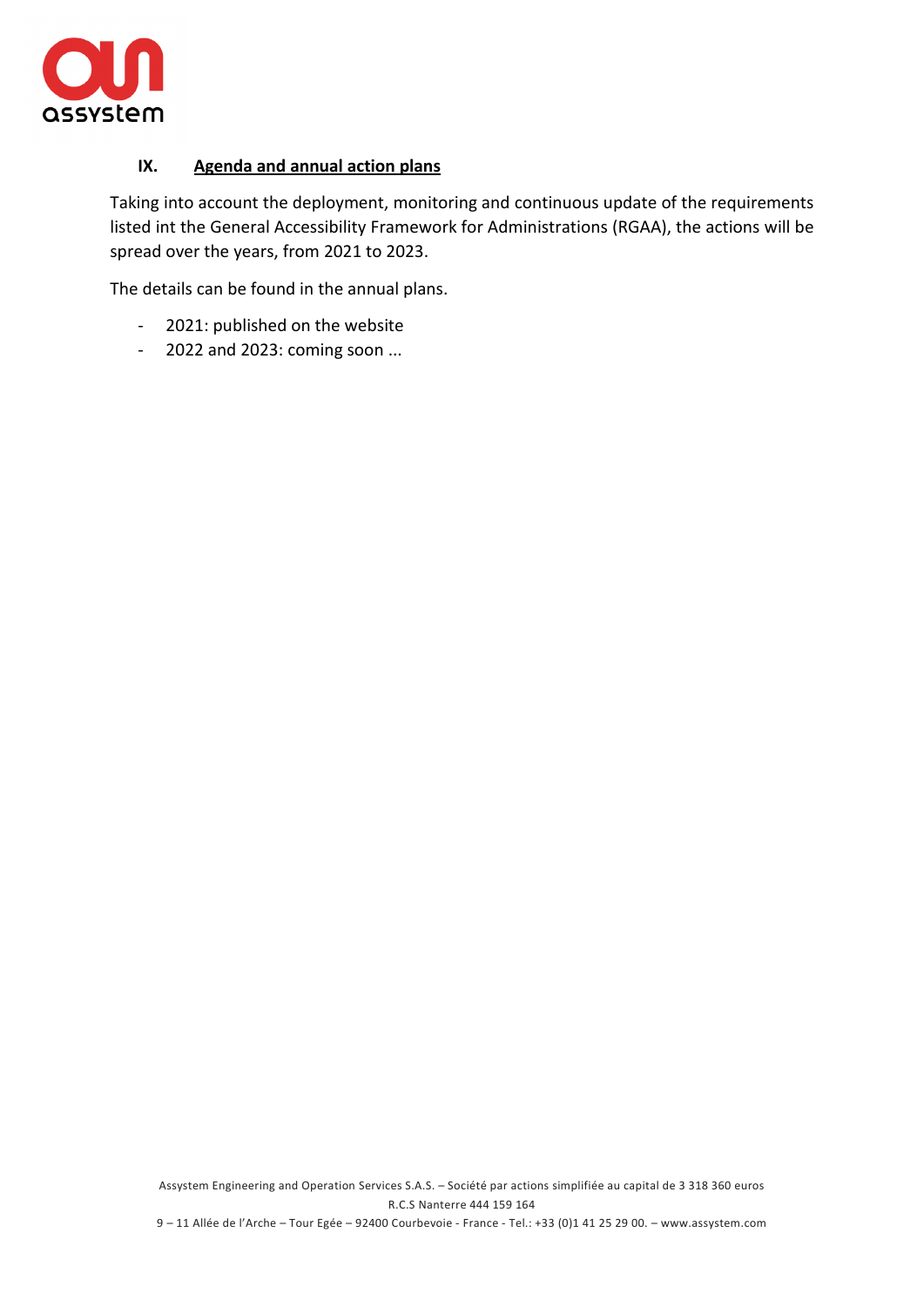## IX. Agenda and annual action plans

Taking into account the deployment, monitoring and continuous update of the requirements listed int the General Accessibility Framework for Administrations (RGAA), the actions will be spread over the years, from 2021 to 2023.

The details can be found in the annual plans.

- 2021: published on the website
- 2022 and 2023: coming soon ...